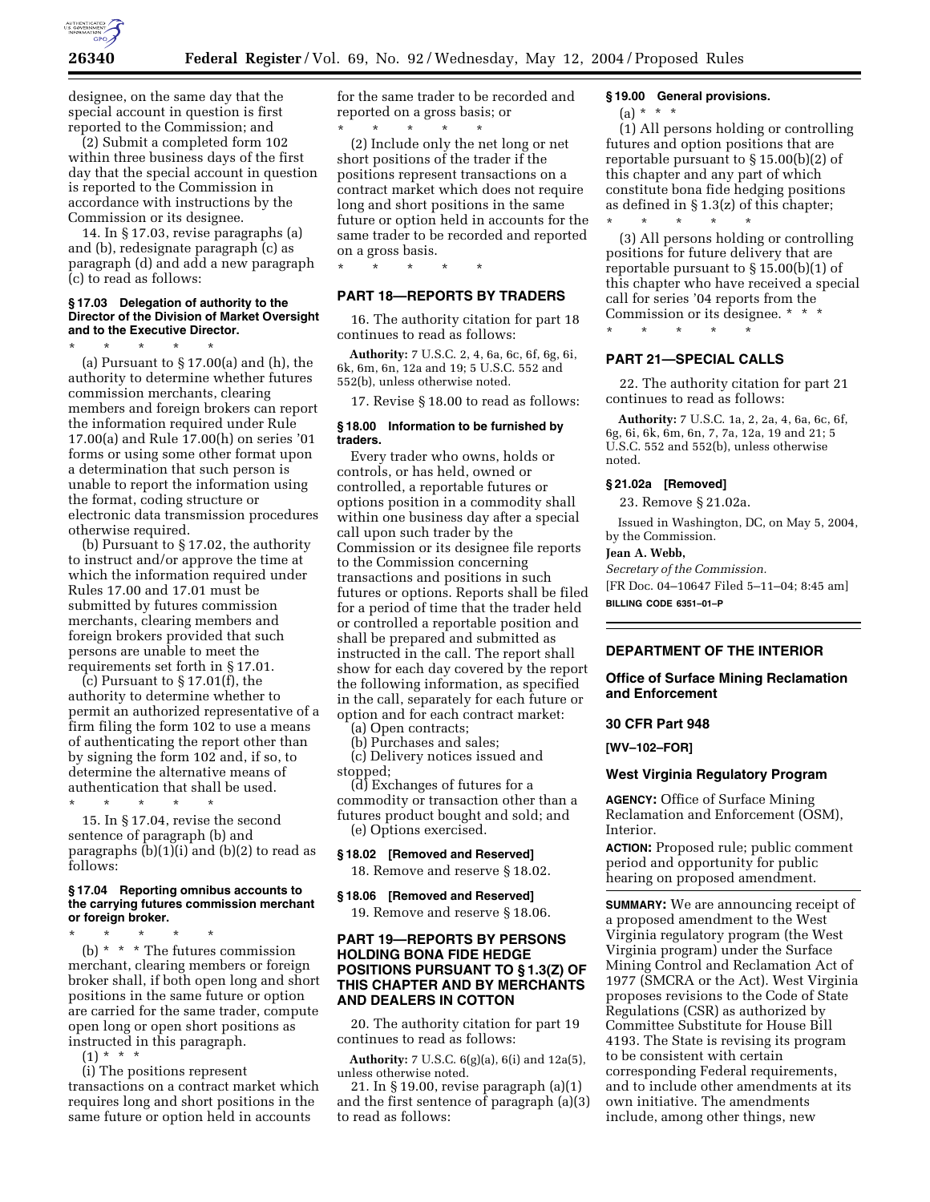designee, on the same day that the special account in question is first reported to the Commission; and

(2) Submit a completed form 102 within three business days of the first day that the special account in question is reported to the Commission in accordance with instructions by the Commission or its designee.

14. In § 17.03, revise paragraphs (a) and (b), redesignate paragraph (c) as paragraph (d) and add a new paragraph (c) to read as follows:

#### § 17.03 Delegation of authority to the Director of the Division of Market Oversight and to the Executive Director.

\* \* \* \* \*

(a) Pursuant to § 17.00(a) and (h), the authority to determine whether futures commission merchants, clearing members and foreign brokers can report the information required under Rule 17.00(a) and Rule 17.00(h) on series '01 forms or using some other format upon a determination that such person is unable to report the information using the format, coding structure or electronic data transmission procedures otherwise required.

(b) Pursuant to § 17.02, the authority to instruct and/or approve the time at which the information required under Rules 17.00 and 17.01 must be submitted by futures commission merchants, clearing members and foreign brokers provided that such persons are unable to meet the requirements set forth in § 17.01.

(c) Pursuant to § 17.01(f), the authority to determine whether to permit an authorized representative of a firm filing the form 102 to use a means of authenticating the report other than by signing the form 102 and, if so, to determine the alternative means of authentication that shall be used.

\* \* \* \* \*

15. In § 17.04, revise the second sentence of paragraph (b) and paragraphs (b)(1)(i) and (b)(2) to read as follows:

#### § 17.04 Reporting omnibus accounts to the carrying futures commission merchant or foreign broker.

\* \* \* \* \*

(b) \* \* \* The futures commission merchant, clearing members or foreign broker shall, if both open long and short positions in the same future or option are carried for the same trader, compute open long or open short positions as instructed in this paragraph.

(1) \* \* \*

(i) The positions represent transactions on a contract market which requires long and short positions in the same future or option held in accounts for the same trader to be recorded and reported on a gross basis; or

\* \* \* \* \*

(2) Include only the net long or net short positions of the trader if the positions represent transactions on a contract market which does not require long and short positions in the same future or option held in accounts for the same trader to be recorded and reported on a gross basis.

\* \* \* \* \*

## PART 18—REPORTS BY TRADERS

16. The authority citation for part 18 continues to read as follows:

**Authority:** 7 U.S.C. 2, 4, 6a, 6c, 6f, 6g, 6i, 6k, 6m, 6n, 12a and 19; 5 U.S.C. 552 and 552(b), unless otherwise noted.

17. Revise § 18.00 to read as follows:

#### § 18.00 Information to be furnished by traders.

Every trader who owns, holds or controls, or has held, owned or controlled, a reportable futures or options position in a commodity shall within one business day after a special call upon such trader by the Commission or its designee file reports to the Commission concerning transactions and positions in such futures or options. Reports shall be filed for a period of time that the trader held or controlled a reportable position and shall be prepared and submitted as instructed in the call. The report shall show for each day covered by the report the following information, as specified in the call, separately for each future or option and for each contract market:

(a) Open contracts;

(b) Purchases and sales;

(c) Delivery notices issued and stopped;

(d) Exchanges of futures for a commodity or transaction other than a futures product bought and sold; and

(e) Options exercised.

#### § 18.02 [Removed and Reserved]

18. Remove and reserve § 18.02.

#### § 18.06 [Removed and Reserved]

19. Remove and reserve § 18.06.

## PART 19—REPORTS BY PERSONS HOLDING BONA FIDE HEDGE POSITIONS PURSUANT TO § 1.3(Z) OF THIS CHAPTER AND BY MERCHANTS AND DEALERS IN COTTON

20. The authority citation for part 19 continues to read as follows:

**Authority:** 7 U.S.C. 6(g)(a), 6(i) and 12a(5), unless otherwise noted.

21. In § 19.00, revise paragraph (a)(1) and the first sentence of paragraph (a)(3) to read as follows:

#### § 19.00 General provisions.

(a) \* \* \*

(1) All persons holding or controlling futures and option positions that are reportable pursuant to § 15.00(b)(2) of this chapter and any part of which constitute bona fide hedging positions as defined in § 1.3(z) of this chapter;

\* \* \* \* \*

(3) All persons holding or controlling positions for future delivery that are reportable pursuant to § 15.00(b)(1) of this chapter who have received a special call for series '04 reports from the Commission or its designee. \* \* \*

\* \* \* \* \*

## PART 21—SPECIAL CALLS

22. The authority citation for part 21 continues to read as follows:

**Authority:** 7 U.S.C. 1a, 2, 2a, 4, 6a, 6c, 6f, 6g, 6i, 6k, 6m, 6n, 7, 7a, 12a, 19 and 21; 5 U.S.C. 552 and 552(b), unless otherwise noted.

#### § 21.02a [Removed]

23. Remove § 21.02a.

Issued in Washington, DC, on May 5, 2004, by the Commission.

**Jean A. Webb,**

*Secretary of the Commission.*

[FR Doc. 04–10647 Filed 5–11–04; 8:45 am]

**BILLING CODE 6351–01–P**

## DEPARTMENT OF THE INTERIOR

### Office of Surface Mining Reclamation and Enforcement

### 30 CFR Part 948

**[WV–102–FOR]**

### West Virginia Regulatory Program

**AGENCY:** Office of Surface Mining Reclamation and Enforcement (OSM), Interior.

**ACTION:** Proposed rule; public comment period and opportunity for public hearing on proposed amendment.

**SUMMARY:** We are announcing receipt of a proposed amendment to the West Virginia regulatory program (the West Virginia program) under the Surface Mining Control and Reclamation Act of 1977 (SMCRA or the Act). West Virginia proposes revisions to the Code of State Regulations (CSR) as authorized by Committee Substitute for House Bill 4193. The State is revising its program to be consistent with certain corresponding Federal requirements, and to include other amendments at its own initiative. The amendments include, among other things, new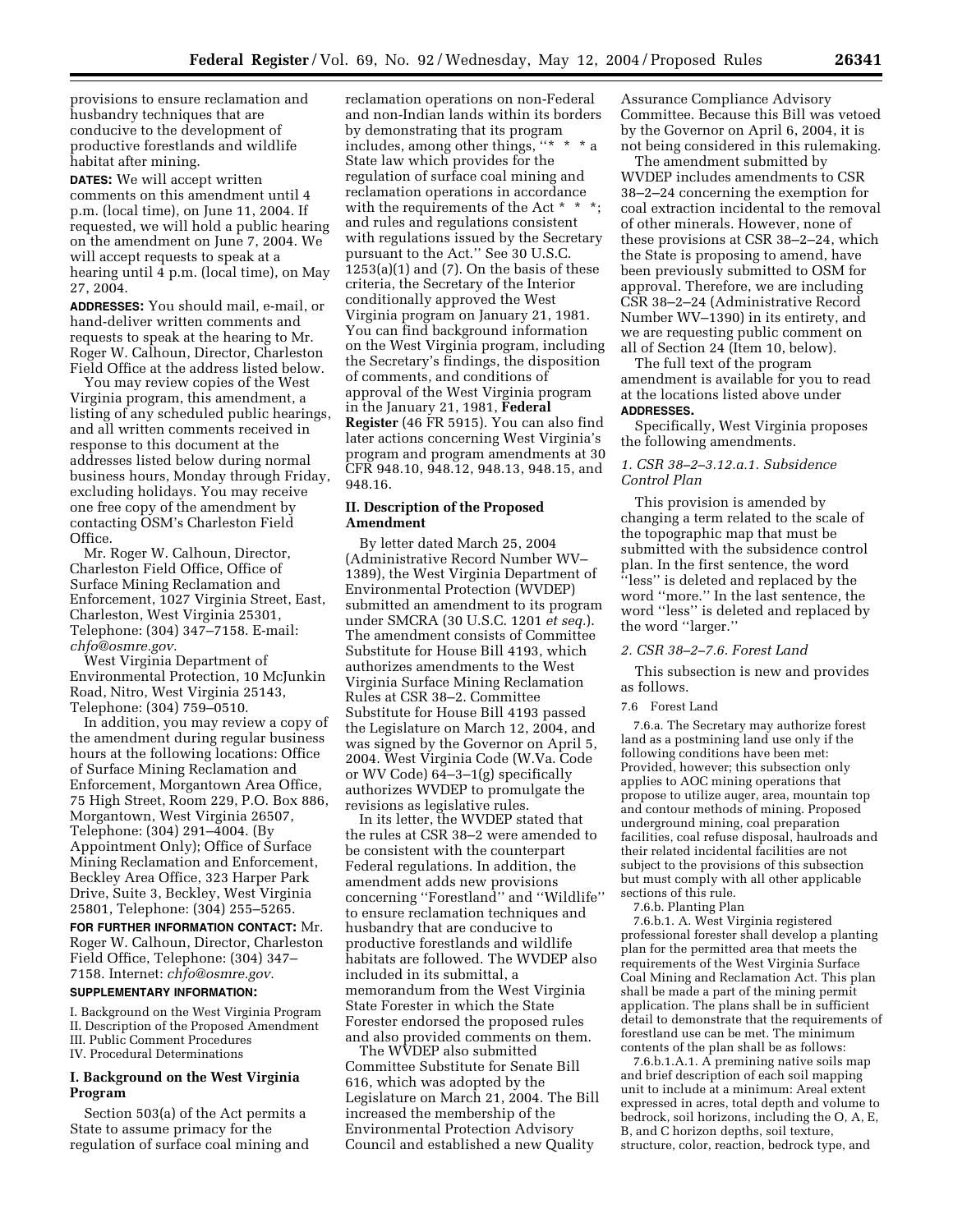provisions to ensure reclamation and husbandry techniques that are conducive to the development of productive forestlands and wildlife habitat after mining.

**DATES:** We will accept written comments on this amendment until 4 p.m. (local time), on June 11, 2004. If requested, we will hold a public hearing on the amendment on June 7, 2004. We will accept requests to speak at a hearing until 4 p.m. (local time), on May 27, 2004.

**ADDRESSES:** You should mail, e-mail, or hand-deliver written comments and requests to speak at the hearing to Mr. Roger W. Calhoun, Director, Charleston Field Office at the address listed below.

You may review copies of the West Virginia program, this amendment, a listing of any scheduled public hearings, and all written comments received in response to this document at the addresses listed below during normal business hours, Monday through Friday, excluding holidays. You may receive one free copy of the amendment by contacting OSM's Charleston Field Office.

Mr. Roger W. Calhoun, Director, Charleston Field Office, Office of Surface Mining Reclamation and Enforcement, 1027 Virginia Street, East, Charleston, West Virginia 25301, Telephone: (304) 347–7158. E-mail: *chfo@osmre.gov.*

West Virginia Department of Environmental Protection, 10 McJunkin Road, Nitro, West Virginia 25143, Telephone: (304) 759–0510.

In addition, you may review a copy of the amendment during regular business hours at the following locations: Office of Surface Mining Reclamation and Enforcement, Morgantown Area Office, 75 High Street, Room 229, P.O. Box 886, Morgantown, West Virginia 26507, Telephone: (304) 291–4004. (By Appointment Only); Office of Surface Mining Reclamation and Enforcement, Beckley Area Office, 323 Harper Park Drive, Suite 3, Beckley, West Virginia 25801, Telephone: (304) 255–5265.

**FOR FURTHER INFORMATION CONTACT:** Mr. Roger W. Calhoun, Director, Charleston Field Office, Telephone: (304) 347–7158. Internet: *chfo@osmre.gov.*

**SUPPLEMENTARY INFORMATION:**

I. Background on the West Virginia Program
II. Description of the Proposed Amendment
III. Public Comment Procedures
IV. Procedural Determinations

## I. Background on the West Virginia Program

Section 503(a) of the Act permits a State to assume primacy for the regulation of surface coal mining and reclamation operations on non-Federal and non-Indian lands within its borders by demonstrating that its program includes, among other things, "\* \* \* a State law which provides for the regulation of surface coal mining and reclamation operations in accordance with the requirements of the Act \* \* \*; and rules and regulations consistent with regulations issued by the Secretary pursuant to the Act." See 30 U.S.C. 1253(a)(1) and (7). On the basis of these criteria, the Secretary of the Interior conditionally approved the West Virginia program on January 21, 1981. You can find background information on the West Virginia program, including the Secretary's findings, the disposition of comments, and conditions of approval of the West Virginia program in the January 21, 1981, **Federal Register** (46 FR 5915). You can also find later actions concerning West Virginia's program and program amendments at 30 CFR 948.10, 948.12, 948.13, 948.15, and 948.16.

## II. Description of the Proposed Amendment

By letter dated March 25, 2004 (Administrative Record Number WV–1389), the West Virginia Department of Environmental Protection (WVDEP) submitted an amendment to its program under SMCRA (30 U.S.C. 1201 *et seq.*). The amendment consists of Committee Substitute for House Bill 4193, which authorizes amendments to the West Virginia Surface Mining Reclamation Rules at CSR 38–2. Committee Substitute for House Bill 4193 passed the Legislature on March 12, 2004, and was signed by the Governor on April 5, 2004. West Virginia Code (W.Va. Code or WV Code) 64–3–1(g) specifically authorizes WVDEP to promulgate the revisions as legislative rules.

In its letter, the WVDEP stated that the rules at CSR 38–2 were amended to be consistent with the counterpart Federal regulations. In addition, the amendment adds new provisions concerning "Forestland" and "Wildlife" to ensure reclamation techniques and husbandry that are conducive to productive forestlands and wildlife habitats are followed. The WVDEP also included in its submittal, a memorandum from the West Virginia State Forester in which the State Forester endorsed the proposed rules and also provided comments on them.

The WVDEP also submitted Committee Substitute for Senate Bill 616, which was adopted by the Legislature on March 21, 2004. The Bill increased the membership of the Environmental Protection Advisory Council and established a new Quality Assurance Compliance Advisory Committee. Because this Bill was vetoed by the Governor on April 6, 2004, it is not being considered in this rulemaking.

The amendment submitted by WVDEP includes amendments to CSR 38–2–24 concerning the exemption for coal extraction incidental to the removal of other minerals. However, none of these provisions at CSR 38–2–24, which the State is proposing to amend, have been previously submitted to OSM for approval. Therefore, we are including CSR 38–2–24 (Administrative Record Number WV–1390) in its entirety, and we are requesting public comment on all of Section 24 (Item 10, below).

The full text of the program amendment is available for you to read at the locations listed above under **ADDRESSES.**

Specifically, West Virginia proposes the following amendments.

### *1. CSR 38–2–3.12.a.1. Subsidence Control Plan*

This provision is amended by changing a term related to the scale of the topographic map that must be submitted with the subsidence control plan. In the first sentence, the word "less" is deleted and replaced by the word "more." In the last sentence, the word "less" is deleted and replaced by the word "larger."

### *2. CSR 38–2–7.6. Forest Land*

This subsection is new and provides as follows.

7.6 Forest Land

7.6.a. The Secretary may authorize forest land as a postmining land use only if the following conditions have been met: Provided, however; this subsection only applies to AOC mining operations that propose to utilize auger, area, mountain top and contour methods of mining. Proposed underground mining, coal preparation facilities, coal refuse disposal, haulroads and their related incidental facilities are not subject to the provisions of this subsection but must comply with all other applicable sections of this rule.

7.6.b. Planting Plan

7.6.b.1. A. West Virginia registered professional forester shall develop a planting plan for the permitted area that meets the requirements of the West Virginia Surface Coal Mining and Reclamation Act. This plan shall be made a part of the mining permit application. The plans shall be in sufficient detail to demonstrate that the requirements of forestland use can be met. The minimum contents of the plan shall be as follows:

7.6.b.1.A.1. A premining native soils map and brief description of each soil mapping unit to include at a minimum: Areal extent expressed in acres, total depth and volume to bedrock, soil horizons, including the O, A, E, B, and C horizon depths, soil texture, structure, color, reaction, bedrock type, and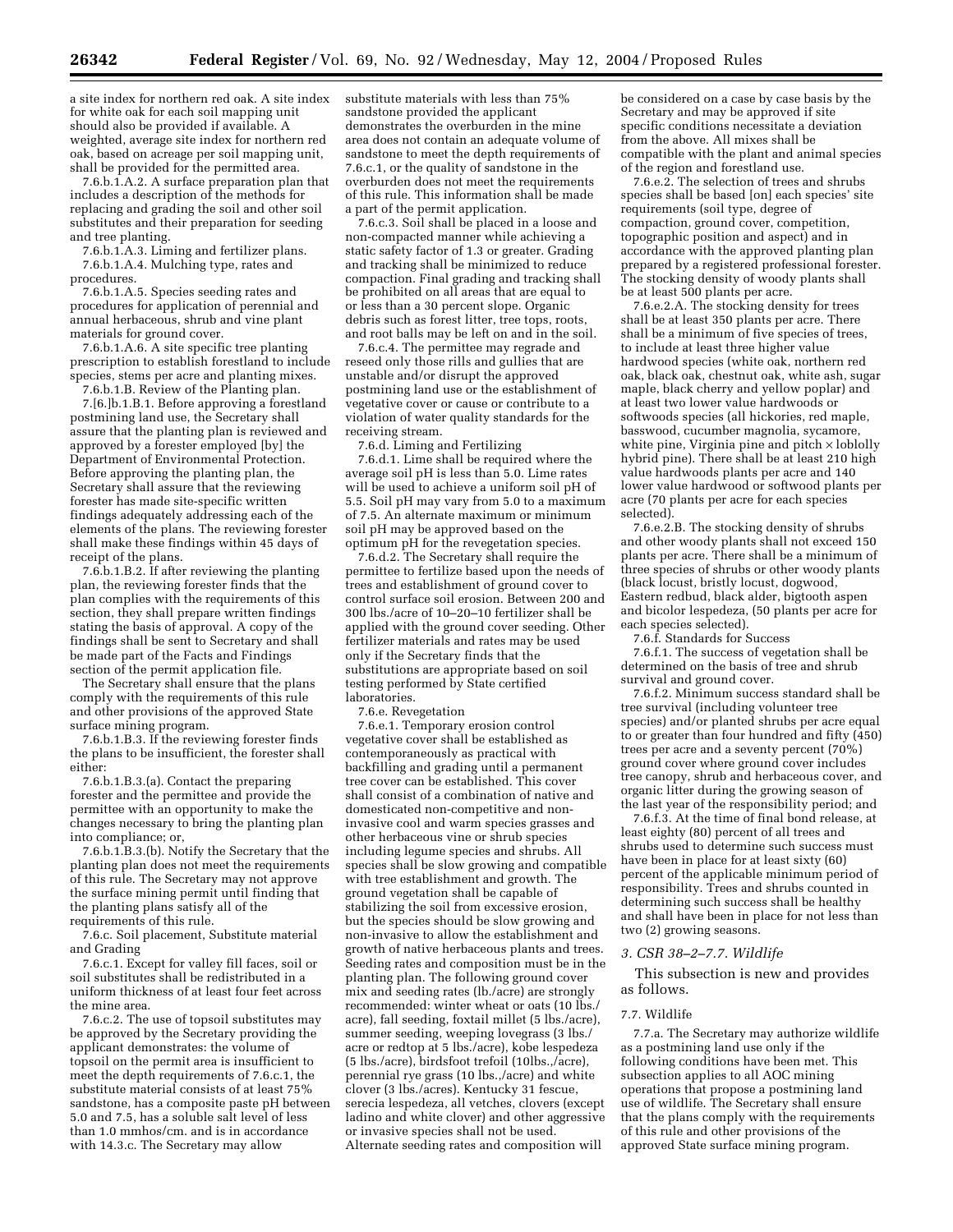a site index for northern red oak. A site index for white oak for each soil mapping unit should also be provided if available. A weighted, average site index for northern red oak, based on acreage per soil mapping unit, shall be provided for the permitted area.

7.6.b.1.A.2. A surface preparation plan that includes a description of the methods for replacing and grading the soil and other soil substitutes and their preparation for seeding and tree planting.

7.6.b.1.A.3. Liming and fertilizer plans.

7.6.b.1.A.4. Mulching type, rates and procedures.

7.6.b.1.A.5. Species seeding rates and procedures for application of perennial and annual herbaceous, shrub and vine plant materials for ground cover.

7.6.b.1.A.6. A site specific tree planting prescription to establish forestland to include species, stems per acre and planting mixes.

7.6.b.1.B. Review of the Planting plan.

7.[6.]b.1.B.1. Before approving a forestland postmining land use, the Secretary shall assure that the planting plan is reviewed and approved by a forester employed [by] the Department of Environmental Protection. Before approving the planting plan, the Secretary shall assure that the reviewing forester has made site-specific written findings adequately addressing each of the elements of the plans. The reviewing forester shall make these findings within 45 days of receipt of the plans.

7.6.b.1.B.2. If after reviewing the planting plan, the reviewing forester finds that the plan complies with the requirements of this section, they shall prepare written findings stating the basis of approval. A copy of the findings shall be sent to Secretary and shall be made part of the Facts and Findings section of the permit application file.

The Secretary shall ensure that the plans comply with the requirements of this rule and other provisions of the approved State surface mining program.

7.6.b.1.B.3. If the reviewing forester finds the plans to be insufficient, the forester shall either:

7.6.b.1.B.3.(a). Contact the preparing forester and the permittee and provide the permittee with an opportunity to make the changes necessary to bring the planting plan into compliance; or,

7.6.b.1.B.3.(b). Notify the Secretary that the planting plan does not meet the requirements of this rule. The Secretary may not approve the surface mining permit until finding that the planting plans satisfy all of the requirements of this rule.

7.6.c. Soil placement, Substitute material and Grading

7.6.c.1. Except for valley fill faces, soil or soil substitutes shall be redistributed in a uniform thickness of at least four feet across the mine area.

7.6.c.2. The use of topsoil substitutes may be approved by the Secretary providing the applicant demonstrates: the volume of topsoil on the permit area is insufficient to meet the depth requirements of 7.6.c.1, the substitute material consists of at least 75% sandstone, has a composite paste pH between 5.0 and 7.5, has a soluble salt level of less than 1.0 mmhos/cm. and is in accordance with 14.3.c. The Secretary may allow substitute materials with less than 75% sandstone provided the applicant demonstrates the overburden in the mine area does not contain an adequate volume of sandstone to meet the depth requirements of 7.6.c.1, or the quality of sandstone in the overburden does not meet the requirements of this rule. This information shall be made a part of the permit application.

7.6.c.3. Soil shall be placed in a loose and non-compacted manner while achieving a static safety factor of 1.3 or greater. Grading and tracking shall be minimized to reduce compaction. Final grading and tracking shall be prohibited on all areas that are equal to or less than a 30 percent slope. Organic debris such as forest litter, tree tops, roots, and root balls may be left on and in the soil.

7.6.c.4. The permittee may regrade and reseed only those rills and gullies that are unstable and/or disrupt the approved postmining land use or the establishment of vegetative cover or cause or contribute to a violation of water quality standards for the receiving stream.

7.6.d. Liming and Fertilizing

7.6.d.1. Lime shall be required where the average soil pH is less than 5.0. Lime rates will be used to achieve a uniform soil pH of 5.5. Soil pH may vary from 5.0 to a maximum of 7.5. An alternate maximum or minimum soil pH may be approved based on the optimum pH for the revegetation species.

7.6.d.2. The Secretary shall require the permittee to fertilize based upon the needs of trees and establishment of ground cover to control surface soil erosion. Between 200 and 300 lbs./acre of 10–20–10 fertilizer shall be applied with the ground cover seeding. Other fertilizer materials and rates may be used only if the Secretary finds that the substitutions are appropriate based on soil testing performed by State certified laboratories.

7.6.e. Revegetation

7.6.e.1. Temporary erosion control vegetative cover shall be established as contemporaneously as practical with backfilling and grading until a permanent tree cover can be established. This cover shall consist of a combination of native and domesticated non-competitive and non-invasive cool and warm species grasses and other herbaceous vine or shrub species including legume species and shrubs. All species shall be slow growing and compatible with tree establishment and growth. The ground vegetation shall be capable of stabilizing the soil from excessive erosion, but the species should be slow growing and non-invasive to allow the establishment and growth of native herbaceous plants and trees. Seeding rates and composition must be in the planting plan. The following ground cover mix and seeding rates (lb./acre) are strongly recommended: winter wheat or oats (10 lbs./acre), fall seeding, foxtail millet (5 lbs./acre), summer seeding, weeping lovegrass (3 lbs./acre or redtop at 5 lbs./acre), kobe lespedeza (5 lbs./acre), birdsfoot trefoil (10lbs.,/acre), perennial rye grass (10 lbs.,/acre) and white clover (3 lbs./acres). Kentucky 31 fescue, serecia lespedeza, all vetches, clovers (except ladino and white clover) and other aggressive or invasive species shall not be used. Alternate seeding rates and composition will be considered on a case by case basis by the Secretary and may be approved if site specific conditions necessitate a deviation from the above. All mixes shall be compatible with the plant and animal species of the region and forestland use.

7.6.e.2. The selection of trees and shrubs species shall be based [on] each species' site requirements (soil type, degree of compaction, ground cover, competition, topographic position and aspect) and in accordance with the approved planting plan prepared by a registered professional forester. The stocking density of woody plants shall be at least 500 plants per acre.

7.6.e.2.A. The stocking density for trees shall be at least 350 plants per acre. There shall be a minimum of five species of trees, to include at least three higher value hardwood species (white oak, northern red oak, black oak, chestnut oak, white ash, sugar maple, black cherry and yellow poplar) and at least two lower value hardwoods or softwoods species (all hickories, red maple, basswood, cucumber magnolia, sycamore, white pine, Virginia pine and pitch × loblolly hybrid pine). There shall be at least 210 high value hardwoods plants per acre and 140 lower value hardwood or softwood plants per acre (70 plants per acre for each species selected).

7.6.e.2.B. The stocking density of shrubs and other woody plants shall not exceed 150 plants per acre. There shall be a minimum of three species of shrubs or other woody plants (black locust, bristly locust, dogwood, Eastern redbud, black alder, bigtooth aspen and bicolor lespedeza, (50 plants per acre for each species selected).

7.6.f. Standards for Success

7.6.f.1. The success of vegetation shall be determined on the basis of tree and shrub survival and ground cover.

7.6.f.2. Minimum success standard shall be tree survival (including volunteer tree species) and/or planted shrubs per acre equal to or greater than four hundred and fifty (450) trees per acre and a seventy percent (70%) ground cover where ground cover includes tree canopy, shrub and herbaceous cover, and organic litter during the growing season of the last year of the responsibility period; and

7.6.f.3. At the time of final bond release, at least eighty (80) percent of all trees and shrubs used to determine such success must have been in place for at least sixty (60) percent of the applicable minimum period of responsibility. Trees and shrubs counted in determining such success shall be healthy and shall have been in place for not less than two (2) growing seasons.

*3. CSR 38–2–7.7. Wildlife*

This subsection is new and provides as follows.

7.7. Wildlife

7.7.a. The Secretary may authorize wildlife as a postmining land use only if the following conditions have been met. This subsection applies to all AOC mining operations that propose a postmining land use of wildlife. The Secretary shall ensure that the plans comply with the requirements of this rule and other provisions of the approved State surface mining program.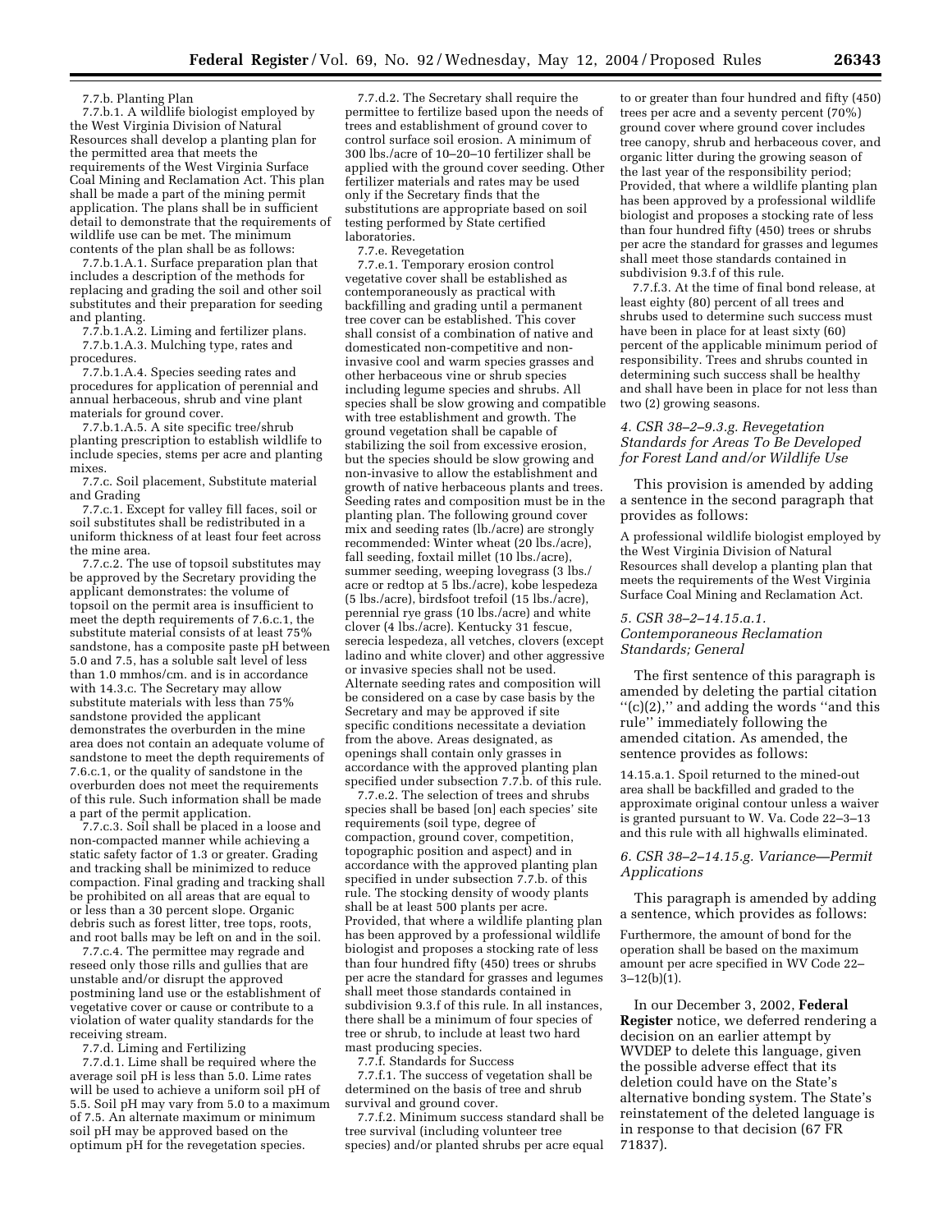7.7.b. Planting Plan

7.7.b.1. A wildlife biologist employed by the West Virginia Division of Natural Resources shall develop a planting plan for the permitted area that meets the requirements of the West Virginia Surface Coal Mining and Reclamation Act. This plan shall be made a part of the mining permit application. The plans shall be in sufficient detail to demonstrate that the requirements of wildlife use can be met. The minimum contents of the plan shall be as follows:

7.7.b.1.A.1. Surface preparation plan that includes a description of the methods for replacing and grading the soil and other soil substitutes and their preparation for seeding and planting.

7.7.b.1.A.2. Liming and fertilizer plans.

7.7.b.1.A.3. Mulching type, rates and procedures.

7.7.b.1.A.4. Species seeding rates and procedures for application of perennial and annual herbaceous, shrub and vine plant materials for ground cover.

7.7.b.1.A.5. A site specific tree/shrub planting prescription to establish wildlife to include species, stems per acre and planting mixes.

7.7.c. Soil placement, Substitute material and Grading

7.7.c.1. Except for valley fill faces, soil or soil substitutes shall be redistributed in a uniform thickness of at least four feet across the mine area.

7.7.c.2. The use of topsoil substitutes may be approved by the Secretary providing the applicant demonstrates: the volume of topsoil on the permit area is insufficient to meet the depth requirements of 7.6.c.1, the substitute material consists of at least 75% sandstone, has a composite paste pH between 5.0 and 7.5, has a soluble salt level of less than 1.0 mmhos/cm. and is in accordance with 14.3.c. The Secretary may allow substitute materials with less than 75% sandstone provided the applicant demonstrates the overburden in the mine area does not contain an adequate volume of sandstone to meet the depth requirements of 7.6.c.1, or the quality of sandstone in the overburden does not meet the requirements of this rule. Such information shall be made a part of the permit application.

7.7.c.3. Soil shall be placed in a loose and non-compacted manner while achieving a static safety factor of 1.3 or greater. Grading and tracking shall be minimized to reduce compaction. Final grading and tracking shall be prohibited on all areas that are equal to or less than a 30 percent slope. Organic debris such as forest litter, tree tops, roots, and root balls may be left on and in the soil.

7.7.c.4. The permittee may regrade and reseed only those rills and gullies that are unstable and/or disrupt the approved postmining land use or the establishment of vegetative cover or cause or contribute to a violation of water quality standards for the receiving stream.

7.7.d. Liming and Fertilizing

7.7.d.1. Lime shall be required where the average soil pH is less than 5.0. Lime rates will be used to achieve a uniform soil pH of 5.5. Soil pH may vary from 5.0 to a maximum of 7.5. An alternate maximum or minimum soil pH may be approved based on the optimum pH for the revegetation species.

7.7.d.2. The Secretary shall require the permittee to fertilize based upon the needs of trees and establishment of ground cover to control surface soil erosion. A minimum of 300 lbs./acre of 10–20–10 fertilizer shall be applied with the ground cover seeding. Other fertilizer materials and rates may be used only if the Secretary finds that the substitutions are appropriate based on soil testing performed by State certified laboratories.

7.7.e. Revegetation

7.7.e.1. Temporary erosion control vegetative cover shall be established as contemporaneously as practical with backfilling and grading until a permanent tree cover can be established. This cover shall consist of a combination of native and domesticated non-competitive and non-invasive cool and warm species grasses and other herbaceous vine or shrub species including legume species and shrubs. All species shall be slow growing and compatible with tree establishment and growth. The ground vegetation shall be capable of stabilizing the soil from excessive erosion, but the species should be slow growing and non-invasive to allow the establishment and growth of native herbaceous plants and trees. Seeding rates and composition must be in the planting plan. The following ground cover mix and seeding rates (lb./acre) are strongly recommended: Winter wheat (20 lbs./acre), fall seeding, foxtail millet (10 lbs./acre), summer seeding, weeping lovegrass (3 lbs./acre or redtop at 5 lbs./acre), kobe lespedeza (5 lbs./acre), birdsfoot trefoil (15 lbs./acre), perennial rye grass (10 lbs./acre) and white clover (4 lbs./acre). Kentucky 31 fescue, serecia lespedeza, all vetches, clovers (except ladino and white clover) and other aggressive or invasive species shall not be used. Alternate seeding rates and composition will be considered on a case by case basis by the Secretary and may be approved if site specific conditions necessitate a deviation from the above. Areas designated, as openings shall contain only grasses in accordance with the approved planting plan specified under subsection 7.7.b. of this rule.

7.7.e.2. The selection of trees and shrubs species shall be based [on] each species' site requirements (soil type, degree of compaction, ground cover, competition, topographic position and aspect) and in accordance with the approved planting plan specified in under subsection 7.7.b. of this rule. The stocking density of woody plants shall be at least 500 plants per acre. Provided, that where a wildlife planting plan has been approved by a professional wildlife biologist and proposes a stocking rate of less than four hundred fifty (450) trees or shrubs per acre the standard for grasses and legumes shall meet those standards contained in subdivision 9.3.f of this rule. In all instances, there shall be a minimum of four species of tree or shrub, to include at least two hard mast producing species.

7.7.f. Standards for Success

7.7.f.1. The success of vegetation shall be determined on the basis of tree and shrub survival and ground cover.

7.7.f.2. Minimum success standard shall be tree survival (including volunteer tree species) and/or planted shrubs per acre equal to or greater than four hundred and fifty (450) trees per acre and a seventy percent (70%) ground cover where ground cover includes tree canopy, shrub and herbaceous cover, and organic litter during the growing season of the last year of the responsibility period; Provided, that where a wildlife planting plan has been approved by a professional wildlife biologist and proposes a stocking rate of less than four hundred fifty (450) trees or shrubs per acre the standard for grasses and legumes shall meet those standards contained in subdivision 9.3.f of this rule.

7.7.f.3. At the time of final bond release, at least eighty (80) percent of all trees and shrubs used to determine such success must have been in place for at least sixty (60) percent of the applicable minimum period of responsibility. Trees and shrubs counted in determining such success shall be healthy and shall have been in place for not less than two (2) growing seasons.

### *4. CSR 38–2–9.3.g. Revegetation Standards for Areas To Be Developed for Forest Land and/or Wildlife Use*

This provision is amended by adding a sentence in the second paragraph that provides as follows:

A professional wildlife biologist employed by the West Virginia Division of Natural Resources shall develop a planting plan that meets the requirements of the West Virginia Surface Coal Mining and Reclamation Act.

### *5. CSR 38–2–14.15.a.1. Contemporaneous Reclamation Standards; General*

The first sentence of this paragraph is amended by deleting the partial citation "(c)(2)," and adding the words "and this rule" immediately following the amended citation. As amended, the sentence provides as follows:

14.15.a.1. Spoil returned to the mined-out area shall be backfilled and graded to the approximate original contour unless a waiver is granted pursuant to W. Va. Code 22–3–13 and this rule with all highwalls eliminated.

### *6. CSR 38–2–14.15.g. Variance—Permit Applications*

This paragraph is amended by adding a sentence, which provides as follows:

Furthermore, the amount of bond for the operation shall be based on the maximum amount per acre specified in WV Code 22–3–12(b)(1).

In our December 3, 2002, **Federal Register** notice, we deferred rendering a decision on an earlier attempt by WVDEP to delete this language, given the possible adverse effect that its deletion could have on the State's alternative bonding system. The State's reinstatement of the deleted language is in response to that decision (67 FR 71837).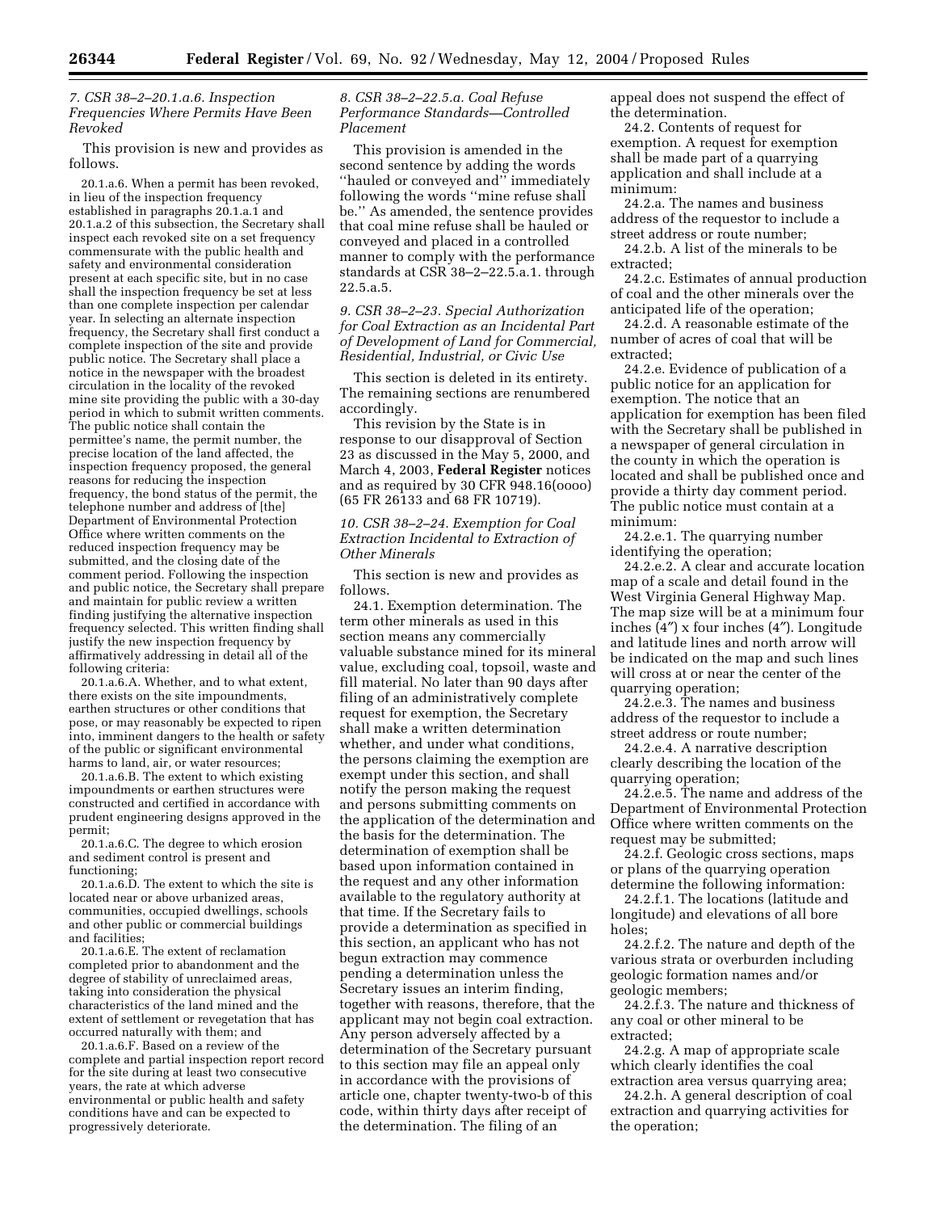*7. CSR 38–2–20.1.a.6. Inspection Frequencies Where Permits Have Been Revoked*

This provision is new and provides as follows.

20.1.a.6. When a permit has been revoked, in lieu of the inspection frequency established in paragraphs 20.1.a.1 and 20.1.a.2 of this subsection, the Secretary shall inspect each revoked site on a set frequency commensurate with the public health and safety and environmental consideration present at each specific site, but in no case shall the inspection frequency be set at less than one complete inspection per calendar year. In selecting an alternate inspection frequency, the Secretary shall first conduct a complete inspection of the site and provide public notice. The Secretary shall place a notice in the newspaper with the broadest circulation in the locality of the revoked mine site providing the public with a 30-day period in which to submit written comments. The public notice shall contain the permittee's name, the permit number, the precise location of the land affected, the inspection frequency proposed, the general reasons for reducing the inspection frequency, the bond status of the permit, the telephone number and address of [the] Department of Environmental Protection Office where written comments on the reduced inspection frequency may be submitted, and the closing date of the comment period. Following the inspection and public notice, the Secretary shall prepare and maintain for public review a written finding justifying the alternative inspection frequency selected. This written finding shall justify the new inspection frequency by affirmatively addressing in detail all of the following criteria:

20.1.a.6.A. Whether, and to what extent, there exists on the site impoundments, earthen structures or other conditions that pose, or may reasonably be expected to ripen into, imminent dangers to the health or safety of the public or significant environmental harms to land, air, or water resources;

20.1.a.6.B. The extent to which existing impoundments or earthen structures were constructed and certified in accordance with prudent engineering designs approved in the permit;

20.1.a.6.C. The degree to which erosion and sediment control is present and functioning;

20.1.a.6.D. The extent to which the site is located near or above urbanized areas, communities, occupied dwellings, schools and other public or commercial buildings and facilities;

20.1.a.6.E. The extent of reclamation completed prior to abandonment and the degree of stability of unreclaimed areas, taking into consideration the physical characteristics of the land mined and the extent of settlement or revegetation that has occurred naturally with them; and

20.1.a.6.F. Based on a review of the complete and partial inspection report record for the site during at least two consecutive years, the rate at which adverse environmental or public health and safety conditions have and can be expected to progressively deteriorate.

*8. CSR 38–2–22.5.a. Coal Refuse Performance Standards—Controlled Placement*

This provision is amended in the second sentence by adding the words ''hauled or conveyed and'' immediately following the words ''mine refuse shall be.'' As amended, the sentence provides that coal mine refuse shall be hauled or conveyed and placed in a controlled manner to comply with the performance standards at CSR 38–2–22.5.a.1. through 22.5.a.5.

*9. CSR 38–2–23. Special Authorization for Coal Extraction as an Incidental Part of Development of Land for Commercial, Residential, Industrial, or Civic Use*

This section is deleted in its entirety. The remaining sections are renumbered accordingly.

This revision by the State is in response to our disapproval of Section 23 as discussed in the May 5, 2000, and March 4, 2003, **Federal Register** notices and as required by 30 CFR 948.16(oooo) (65 FR 26133 and 68 FR 10719).

*10. CSR 38–2–24. Exemption for Coal Extraction Incidental to Extraction of Other Minerals*

This section is new and provides as follows.

24.1. Exemption determination. The term other minerals as used in this section means any commercially valuable substance mined for its mineral value, excluding coal, topsoil, waste and fill material. No later than 90 days after filing of an administratively complete request for exemption, the Secretary shall make a written determination whether, and under what conditions, the persons claiming the exemption are exempt under this section, and shall notify the person making the request and persons submitting comments on the application of the determination and the basis for the determination. The determination of exemption shall be based upon information contained in the request and any other information available to the regulatory authority at that time. If the Secretary fails to provide a determination as specified in this section, an applicant who has not begun extraction may commence pending a determination unless the Secretary issues an interim finding, together with reasons, therefore, that the applicant may not begin coal extraction. Any person adversely affected by a determination of the Secretary pursuant to this section may file an appeal only in accordance with the provisions of article one, chapter twenty-two-b of this code, within thirty days after receipt of the determination. The filing of an appeal does not suspend the effect of the determination.

24.2. Contents of request for exemption. A request for exemption shall be made part of a quarrying application and shall include at a minimum:

24.2.a. The names and business address of the requestor to include a street address or route number;

24.2.b. A list of the minerals to be extracted;

24.2.c. Estimates of annual production of coal and the other minerals over the anticipated life of the operation;

24.2.d. A reasonable estimate of the number of acres of coal that will be extracted;

24.2.e. Evidence of publication of a public notice for an application for exemption. The notice that an application for exemption has been filed with the Secretary shall be published in a newspaper of general circulation in the county in which the operation is located and shall be published once and provide a thirty day comment period. The public notice must contain at a minimum:

24.2.e.1. The quarrying number identifying the operation;

24.2.e.2. A clear and accurate location map of a scale and detail found in the West Virginia General Highway Map. The map size will be at a minimum four inches (4″) x four inches (4″). Longitude and latitude lines and north arrow will be indicated on the map and such lines will cross at or near the center of the quarrying operation;

24.2.e.3. The names and business address of the requestor to include a street address or route number;

24.2.e.4. A narrative description clearly describing the location of the quarrying operation;

24.2.e.5. The name and address of the Department of Environmental Protection Office where written comments on the request may be submitted;

24.2.f. Geologic cross sections, maps or plans of the quarrying operation determine the following information:

24.2.f.1. The locations (latitude and longitude) and elevations of all bore holes;

24.2.f.2. The nature and depth of the various strata or overburden including geologic formation names and/or geologic members;

24.2.f.3. The nature and thickness of any coal or other mineral to be extracted;

24.2.g. A map of appropriate scale which clearly identifies the coal extraction area versus quarrying area;

24.2.h. A general description of coal extraction and quarrying activities for the operation;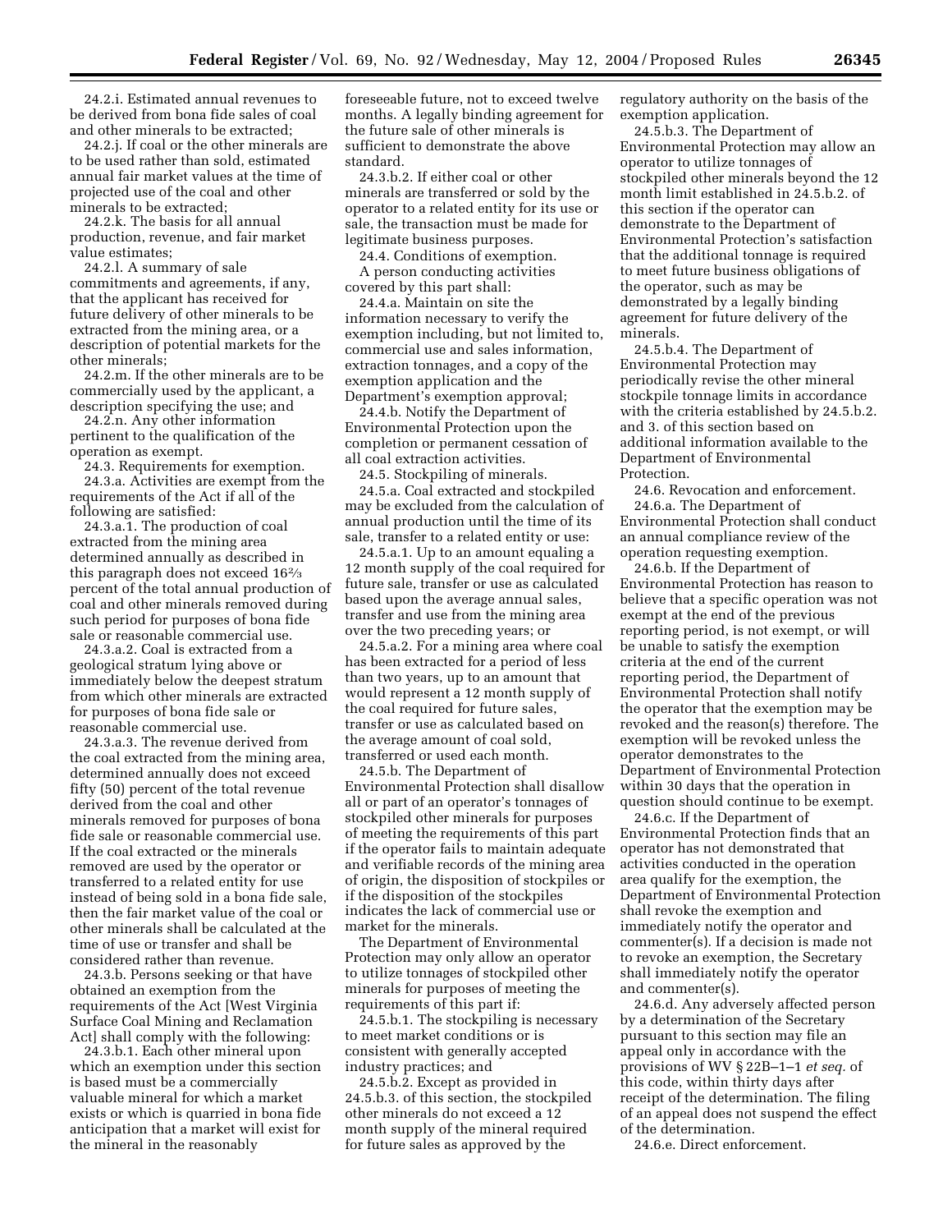24.2.i. Estimated annual revenues to be derived from bona fide sales of coal and other minerals to be extracted;

24.2.j. If coal or the other minerals are to be used rather than sold, estimated annual fair market values at the time of projected use of the coal and other minerals to be extracted;

24.2.k. The basis for all annual production, revenue, and fair market value estimates;

24.2.l. A summary of sale commitments and agreements, if any, that the applicant has received for future delivery of other minerals to be extracted from the mining area, or a description of potential markets for the other minerals;

24.2.m. If the other minerals are to be commercially used by the applicant, a description specifying the use; and

24.2.n. Any other information pertinent to the qualification of the operation as exempt.

24.3. Requirements for exemption.

24.3.a. Activities are exempt from the requirements of the Act if all of the following are satisfied:

24.3.a.1. The production of coal extracted from the mining area determined annually as described in this paragraph does not exceed 16⅔ percent of the total annual production of coal and other minerals removed during such period for purposes of bona fide sale or reasonable commercial use.

24.3.a.2. Coal is extracted from a geological stratum lying above or immediately below the deepest stratum from which other minerals are extracted for purposes of bona fide sale or reasonable commercial use.

24.3.a.3. The revenue derived from the coal extracted from the mining area, determined annually does not exceed fifty (50) percent of the total revenue derived from the coal and other minerals removed for purposes of bona fide sale or reasonable commercial use. If the coal extracted or the minerals removed are used by the operator or transferred to a related entity for use instead of being sold in a bona fide sale, then the fair market value of the coal or other minerals shall be calculated at the time of use or transfer and shall be considered rather than revenue.

24.3.b. Persons seeking or that have obtained an exemption from the requirements of the Act [West Virginia Surface Coal Mining and Reclamation Act] shall comply with the following:

24.3.b.1. Each other mineral upon which an exemption under this section is based must be a commercially valuable mineral for which a market exists or which is quarried in bona fide anticipation that a market will exist for the mineral in the reasonably foreseeable future, not to exceed twelve months. A legally binding agreement for the future sale of other minerals is sufficient to demonstrate the above standard.

24.3.b.2. If either coal or other minerals are transferred or sold by the operator to a related entity for its use or sale, the transaction must be made for legitimate business purposes.

24.4. Conditions of exemption.

A person conducting activities covered by this part shall:

24.4.a. Maintain on site the information necessary to verify the exemption including, but not limited to, commercial use and sales information, extraction tonnages, and a copy of the exemption application and the Department's exemption approval;

24.4.b. Notify the Department of Environmental Protection upon the completion or permanent cessation of all coal extraction activities.

24.5. Stockpiling of minerals.

24.5.a. Coal extracted and stockpiled may be excluded from the calculation of annual production until the time of its sale, transfer to a related entity or use:

24.5.a.1. Up to an amount equaling a 12 month supply of the coal required for future sale, transfer or use as calculated based upon the average annual sales, transfer and use from the mining area over the two preceding years; or

24.5.a.2. For a mining area where coal has been extracted for a period of less than two years, up to an amount that would represent a 12 month supply of the coal required for future sales, transfer or use as calculated based on the average amount of coal sold, transferred or used each month.

24.5.b. The Department of Environmental Protection shall disallow all or part of an operator's tonnages of stockpiled other minerals for purposes of meeting the requirements of this part if the operator fails to maintain adequate and verifiable records of the mining area of origin, the disposition of stockpiles or if the disposition of the stockpiles indicates the lack of commercial use or market for the minerals.

The Department of Environmental Protection may only allow an operator to utilize tonnages of stockpiled other minerals for purposes of meeting the requirements of this part if:

24.5.b.1. The stockpiling is necessary to meet market conditions or is consistent with generally accepted industry practices; and

24.5.b.2. Except as provided in 24.5.b.3. of this section, the stockpiled other minerals do not exceed a 12 month supply of the mineral required for future sales as approved by the regulatory authority on the basis of the exemption application.

24.5.b.3. The Department of Environmental Protection may allow an operator to utilize tonnages of stockpiled other minerals beyond the 12 month limit established in 24.5.b.2. of this section if the operator can demonstrate to the Department of Environmental Protection's satisfaction that the additional tonnage is required to meet future business obligations of the operator, such as may be demonstrated by a legally binding agreement for future delivery of the minerals.

24.5.b.4. The Department of Environmental Protection may periodically revise the other mineral stockpile tonnage limits in accordance with the criteria established by 24.5.b.2. and 3. of this section based on additional information available to the Department of Environmental Protection.

24.6. Revocation and enforcement.

24.6.a. The Department of Environmental Protection shall conduct an annual compliance review of the operation requesting exemption.

24.6.b. If the Department of Environmental Protection has reason to believe that a specific operation was not exempt at the end of the previous reporting period, is not exempt, or will be unable to satisfy the exemption criteria at the end of the current reporting period, the Department of Environmental Protection shall notify the operator that the exemption may be revoked and the reason(s) therefore. The exemption will be revoked unless the operator demonstrates to the Department of Environmental Protection within 30 days that the operation in question should continue to be exempt.

24.6.c. If the Department of Environmental Protection finds that an operator has not demonstrated that activities conducted in the operation area qualify for the exemption, the Department of Environmental Protection shall revoke the exemption and immediately notify the operator and commenter(s). If a decision is made not to revoke an exemption, the Secretary shall immediately notify the operator and commenter(s).

24.6.d. Any adversely affected person by a determination of the Secretary pursuant to this section may file an appeal only in accordance with the provisions of WV § 22B–1–1 *et seq.* of this code, within thirty days after receipt of the determination. The filing of an appeal does not suspend the effect of the determination.

24.6.e. Direct enforcement.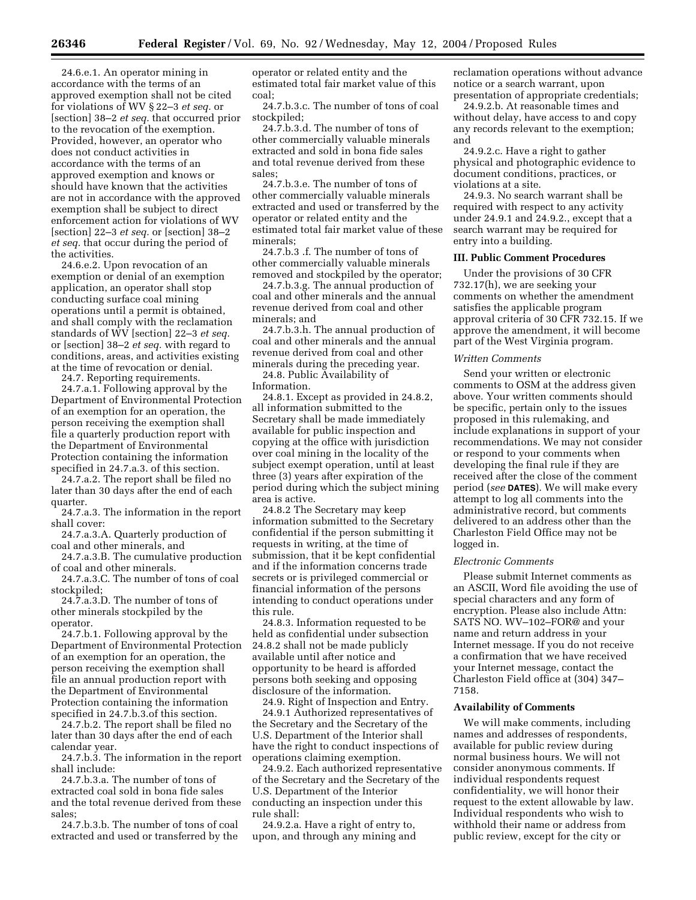24.6.e.1. An operator mining in accordance with the terms of an approved exemption shall not be cited for violations of WV § 22–3 *et seq.* or [section] 38–2 *et seq.* that occurred prior to the revocation of the exemption. Provided, however, an operator who does not conduct activities in accordance with the terms of an approved exemption and knows or should have known that the activities are not in accordance with the approved exemption shall be subject to direct enforcement action for violations of WV [section] 22–3 *et seq.* or [section] 38–2 *et seq.* that occur during the period of the activities.

24.6.e.2. Upon revocation of an exemption or denial of an exemption application, an operator shall stop conducting surface coal mining operations until a permit is obtained, and shall comply with the reclamation standards of WV [section] 22–3 *et seq.* or [section] 38–2 *et seq.* with regard to conditions, areas, and activities existing at the time of revocation or denial.

24.7. Reporting requirements.

24.7.a.1. Following approval by the Department of Environmental Protection of an exemption for an operation, the person receiving the exemption shall file a quarterly production report with the Department of Environmental Protection containing the information specified in 24.7.a.3. of this section.

24.7.a.2. The report shall be filed no later than 30 days after the end of each quarter.

24.7.a.3. The information in the report shall cover:

24.7.a.3.A. Quarterly production of coal and other minerals, and

24.7.a.3.B. The cumulative production of coal and other minerals.

24.7.a.3.C. The number of tons of coal stockpiled;

24.7.a.3.D. The number of tons of other minerals stockpiled by the operator.

24.7.b.1. Following approval by the Department of Environmental Protection of an exemption for an operation, the person receiving the exemption shall file an annual production report with the Department of Environmental Protection containing the information specified in 24.7.b.3.of this section.

24.7.b.2. The report shall be filed no later than 30 days after the end of each calendar year.

24.7.b.3. The information in the report shall include:

24.7.b.3.a. The number of tons of extracted coal sold in bona fide sales and the total revenue derived from these sales;

24.7.b.3.b. The number of tons of coal extracted and used or transferred by the operator or related entity and the estimated total fair market value of this coal;

24.7.b.3.c. The number of tons of coal stockpiled;

24.7.b.3.d. The number of tons of other commercially valuable minerals extracted and sold in bona fide sales and total revenue derived from these sales;

24.7.b.3.e. The number of tons of other commercially valuable minerals extracted and used or transferred by the operator or related entity and the estimated total fair market value of these minerals;

24.7.b.3 .f. The number of tons of other commercially valuable minerals removed and stockpiled by the operator;

24.7.b.3.g. The annual production of coal and other minerals and the annual revenue derived from coal and other minerals; and

24.7.b.3.h. The annual production of coal and other minerals and the annual revenue derived from coal and other minerals during the preceding year.

24.8. Public Availability of Information.

24.8.1. Except as provided in 24.8.2, all information submitted to the Secretary shall be made immediately available for public inspection and copying at the office with jurisdiction over coal mining in the locality of the subject exempt operation, until at least three (3) years after expiration of the period during which the subject mining area is active.

24.8.2 The Secretary may keep information submitted to the Secretary confidential if the person submitting it requests in writing, at the time of submission, that it be kept confidential and if the information concerns trade secrets or is privileged commercial or financial information of the persons intending to conduct operations under this rule.

24.8.3. Information requested to be held as confidential under subsection 24.8.2 shall not be made publicly available until after notice and opportunity to be heard is afforded persons both seeking and opposing disclosure of the information.

24.9. Right of Inspection and Entry.

24.9.1 Authorized representatives of the Secretary and the Secretary of the U.S. Department of the Interior shall have the right to conduct inspections of operations claiming exemption.

24.9.2. Each authorized representative of the Secretary and the Secretary of the U.S. Department of the Interior conducting an inspection under this rule shall:

24.9.2.a. Have a right of entry to, upon, and through any mining and reclamation operations without advance notice or a search warrant, upon presentation of appropriate credentials;

24.9.2.b. At reasonable times and without delay, have access to and copy any records relevant to the exemption; and

24.9.2.c. Have a right to gather physical and photographic evidence to document conditions, practices, or violations at a site.

24.9.3. No search warrant shall be required with respect to any activity under 24.9.1 and 24.9.2., except that a search warrant may be required for entry into a building.

## III. Public Comment Procedures

Under the provisions of 30 CFR 732.17(h), we are seeking your comments on whether the amendment satisfies the applicable program approval criteria of 30 CFR 732.15. If we approve the amendment, it will become part of the West Virginia program.

### *Written Comments*

Send your written or electronic comments to OSM at the address given above. Your written comments should be specific, pertain only to the issues proposed in this rulemaking, and include explanations in support of your recommendations. We may not consider or respond to your comments when developing the final rule if they are received after the close of the comment period (*see* **DATES**). We will make every attempt to log all comments into the administrative record, but comments delivered to an address other than the Charleston Field Office may not be logged in.

### *Electronic Comments*

Please submit Internet comments as an ASCII, Word file avoiding the use of special characters and any form of encryption. Please also include Attn: SATS NO. WV–102–FOR@ and your name and return address in your Internet message. If you do not receive a confirmation that we have received your Internet message, contact the Charleston Field office at (304) 347–7158.

## Availability of Comments

We will make comments, including names and addresses of respondents, available for public review during normal business hours. We will not consider anonymous comments. If individual respondents request confidentiality, we will honor their request to the extent allowable by law. Individual respondents who wish to withhold their name or address from public review, except for the city or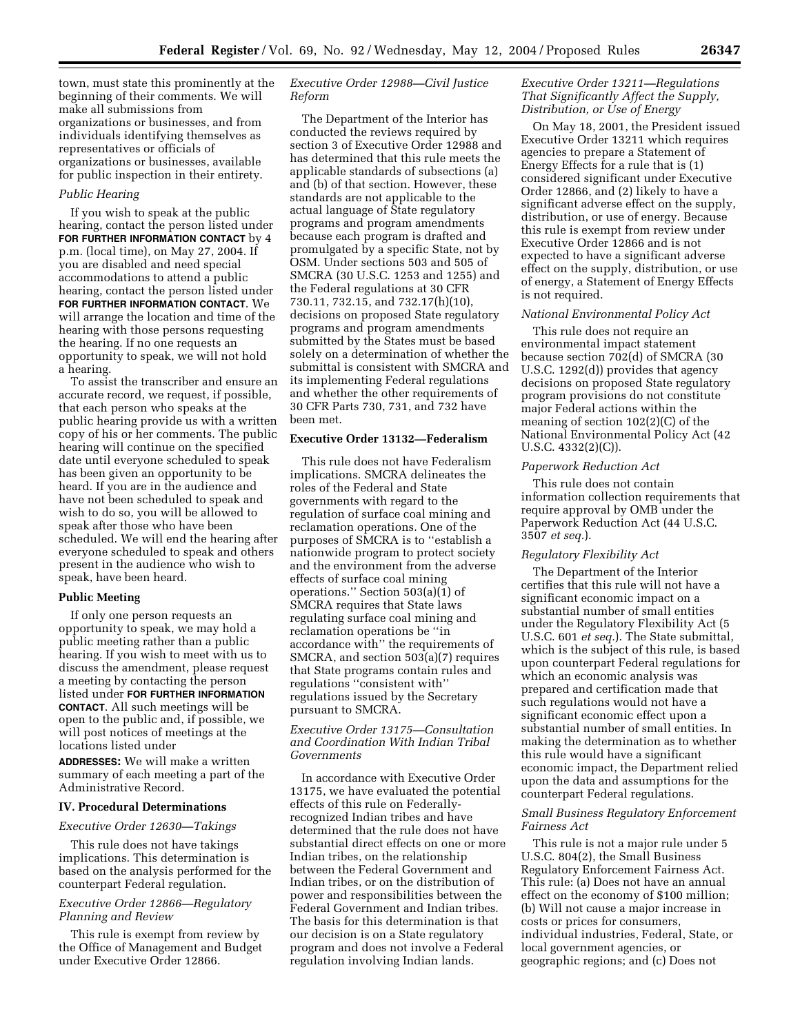town, must state this prominently at the beginning of their comments. We will make all submissions from organizations or businesses, and from individuals identifying themselves as representatives or officials of organizations or businesses, available for public inspection in their entirety.

*Public Hearing*

If you wish to speak at the public hearing, contact the person listed under **FOR FURTHER INFORMATION CONTACT** by 4 p.m. (local time), on May 27, 2004. If you are disabled and need special accommodations to attend a public hearing, contact the person listed under **FOR FURTHER INFORMATION CONTACT**. We will arrange the location and time of the hearing with those persons requesting the hearing. If no one requests an opportunity to speak, we will not hold a hearing.

To assist the transcriber and ensure an accurate record, we request, if possible, that each person who speaks at the public hearing provide us with a written copy of his or her comments. The public hearing will continue on the specified date until everyone scheduled to speak has been given an opportunity to be heard. If you are in the audience and have not been scheduled to speak and wish to do so, you will be allowed to speak after those who have been scheduled. We will end the hearing after everyone scheduled to speak and others present in the audience who wish to speak, have been heard.

**Public Meeting**

If only one person requests an opportunity to speak, we may hold a public meeting rather than a public hearing. If you wish to meet with us to discuss the amendment, please request a meeting by contacting the person listed under **FOR FURTHER INFORMATION CONTACT**. All such meetings will be open to the public and, if possible, we will post notices of meetings at the locations listed under **ADDRESSES:** We will make a written summary of each meeting a part of the Administrative Record.

## IV. Procedural Determinations

*Executive Order 12630—Takings*

This rule does not have takings implications. This determination is based on the analysis performed for the counterpart Federal regulation.

*Executive Order 12866—Regulatory Planning and Review*

This rule is exempt from review by the Office of Management and Budget under Executive Order 12866.

*Executive Order 12988—Civil Justice Reform*

The Department of the Interior has conducted the reviews required by section 3 of Executive Order 12988 and has determined that this rule meets the applicable standards of subsections (a) and (b) of that section. However, these standards are not applicable to the actual language of State regulatory programs and program amendments because each program is drafted and promulgated by a specific State, not by OSM. Under sections 503 and 505 of SMCRA (30 U.S.C. 1253 and 1255) and the Federal regulations at 30 CFR 730.11, 732.15, and 732.17(h)(10), decisions on proposed State regulatory programs and program amendments submitted by the States must be based solely on a determination of whether the submittal is consistent with SMCRA and its implementing Federal regulations and whether the other requirements of 30 CFR Parts 730, 731, and 732 have been met.

**Executive Order 13132—Federalism**

This rule does not have Federalism implications. SMCRA delineates the roles of the Federal and State governments with regard to the regulation of surface coal mining and reclamation operations. One of the purposes of SMCRA is to "establish a nationwide program to protect society and the environment from the adverse effects of surface coal mining operations." Section 503(a)(1) of SMCRA requires that State laws regulating surface coal mining and reclamation operations be "in accordance with" the requirements of SMCRA, and section 503(a)(7) requires that State programs contain rules and regulations "consistent with" regulations issued by the Secretary pursuant to SMCRA.

*Executive Order 13175—Consultation and Coordination With Indian Tribal Governments*

In accordance with Executive Order 13175, we have evaluated the potential effects of this rule on Federally-recognized Indian tribes and have determined that the rule does not have substantial direct effects on one or more Indian tribes, on the relationship between the Federal Government and Indian tribes, or on the distribution of power and responsibilities between the Federal Government and Indian tribes. The basis for this determination is that our decision is on a State regulatory program and does not involve a Federal regulation involving Indian lands.

*Executive Order 13211—Regulations That Significantly Affect the Supply, Distribution, or Use of Energy*

On May 18, 2001, the President issued Executive Order 13211 which requires agencies to prepare a Statement of Energy Effects for a rule that is (1) considered significant under Executive Order 12866, and (2) likely to have a significant adverse effect on the supply, distribution, or use of energy. Because this rule is exempt from review under Executive Order 12866 and is not expected to have a significant adverse effect on the supply, distribution, or use of energy, a Statement of Energy Effects is not required.

*National Environmental Policy Act*

This rule does not require an environmental impact statement because section 702(d) of SMCRA (30 U.S.C. 1292(d)) provides that agency decisions on proposed State regulatory program provisions do not constitute major Federal actions within the meaning of section 102(2)(C) of the National Environmental Policy Act (42 U.S.C. 4332(2)(C)).

*Paperwork Reduction Act*

This rule does not contain information collection requirements that require approval by OMB under the Paperwork Reduction Act (44 U.S.C. 3507 *et seq.*).

*Regulatory Flexibility Act*

The Department of the Interior certifies that this rule will not have a significant economic impact on a substantial number of small entities under the Regulatory Flexibility Act (5 U.S.C. 601 *et seq.*). The State submittal, which is the subject of this rule, is based upon counterpart Federal regulations for which an economic analysis was prepared and certification made that such regulations would not have a significant economic effect upon a substantial number of small entities. In making the determination as to whether this rule would have a significant economic impact, the Department relied upon the data and assumptions for the counterpart Federal regulations.

*Small Business Regulatory Enforcement Fairness Act*

This rule is not a major rule under 5 U.S.C. 804(2), the Small Business Regulatory Enforcement Fairness Act. This rule: (a) Does not have an annual effect on the economy of $100 million; (b) Will not cause a major increase in costs or prices for consumers, individual industries, Federal, State, or local government agencies, or geographic regions; and (c) Does not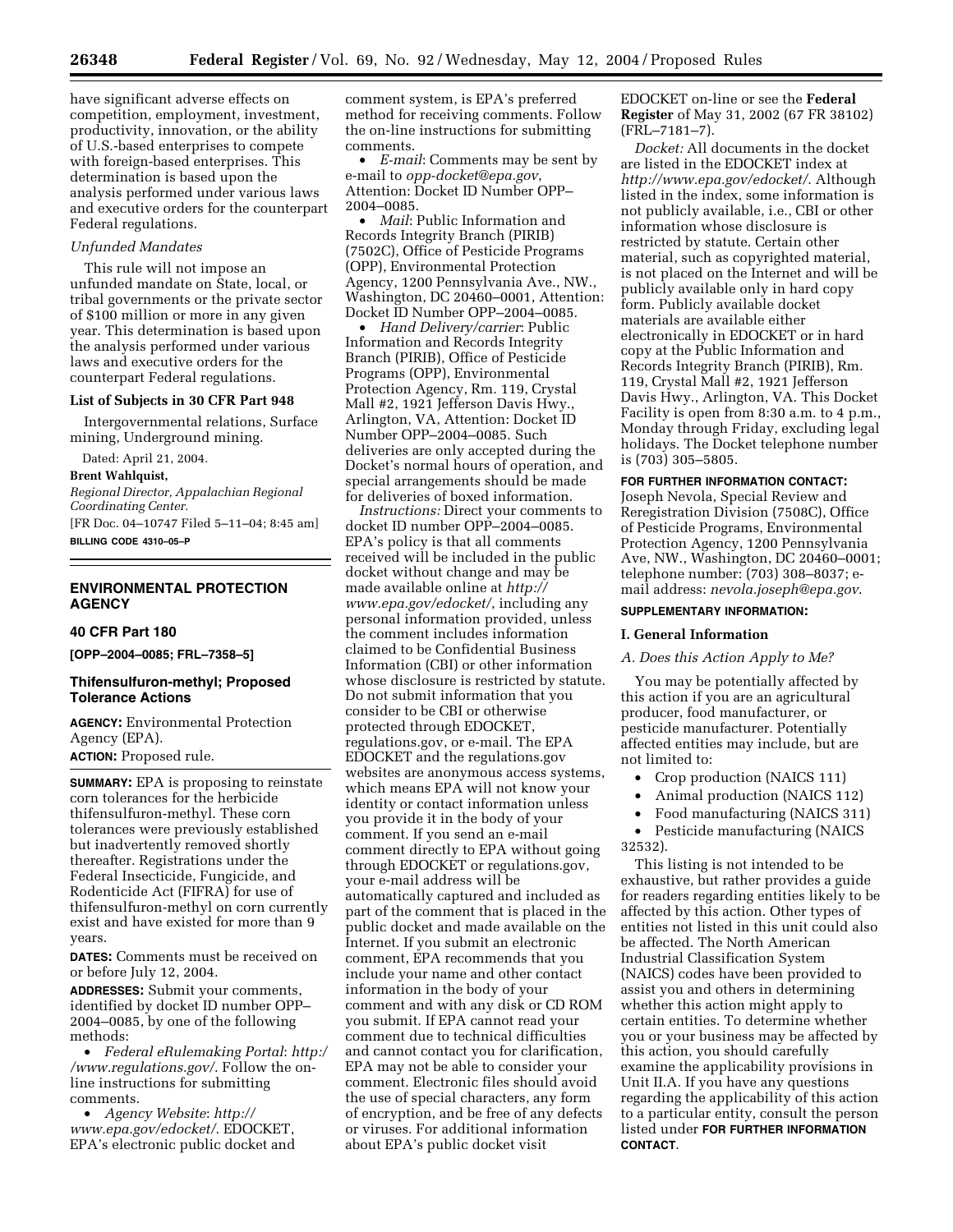have significant adverse effects on competition, employment, investment, productivity, innovation, or the ability of U.S.-based enterprises to compete with foreign-based enterprises. This determination is based upon the analysis performed under various laws and executive orders for the counterpart Federal regulations.

*Unfunded Mandates*

This rule will not impose an unfunded mandate on State, local, or tribal governments or the private sector of $100 million or more in any given year. This determination is based upon the analysis performed under various laws and executive orders for the counterpart Federal regulations.

**List of Subjects in 30 CFR Part 948**

Intergovernmental relations, Surface mining, Underground mining.

Dated: April 21, 2004.

**Brent Wahlquist,**

*Regional Director, Appalachian Regional Coordinating Center.*

[FR Doc. 04–10747 Filed 5–11–04; 8:45 am]

**BILLING CODE 4310–05–P**

## ENVIRONMENTAL PROTECTION AGENCY

### 40 CFR Part 180

**[OPP–2004–0085; FRL–7358–5]**

### Thifensulfuron-methyl; Proposed Tolerance Actions

**AGENCY:** Environmental Protection Agency (EPA).

**ACTION:** Proposed rule.

**SUMMARY:** EPA is proposing to reinstate corn tolerances for the herbicide thifensulfuron-methyl. These corn tolerances were previously established but inadvertently removed shortly thereafter. Registrations under the Federal Insecticide, Fungicide, and Rodenticide Act (FIFRA) for use of thifensulfuron-methyl on corn currently exist and have existed for more than 9 years.

**DATES:** Comments must be received on or before July 12, 2004.

**ADDRESSES:** Submit your comments, identified by docket ID number OPP–2004–0085, by one of the following methods:

- *Federal eRulemaking Portal*: *http://www.regulations.gov/*. Follow the on-line instructions for submitting comments.
- *Agency Website*: *http://www.epa.gov/edocket/*. EDOCKET, EPA's electronic public docket and comment system, is EPA's preferred method for receiving comments. Follow the on-line instructions for submitting comments.
- *E-mail*: Comments may be sent by e-mail to *opp-docket@epa.gov*, Attention: Docket ID Number OPP–2004–0085.
- *Mail*: Public Information and Records Integrity Branch (PIRIB) (7502C), Office of Pesticide Programs (OPP), Environmental Protection Agency, 1200 Pennsylvania Ave., NW., Washington, DC 20460–0001, Attention: Docket ID Number OPP–2004–0085.
- *Hand Delivery/carrier*: Public Information and Records Integrity Branch (PIRIB), Office of Pesticide Programs (OPP), Environmental Protection Agency, Rm. 119, Crystal Mall #2, 1921 Jefferson Davis Hwy., Arlington, VA, Attention: Docket ID Number OPP–2004–0085. Such deliveries are only accepted during the Docket's normal hours of operation, and special arrangements should be made for deliveries of boxed information.

*Instructions:* Direct your comments to docket ID number OPP–2004–0085. EPA's policy is that all comments received will be included in the public docket without change and may be made available online at *http://www.epa.gov/edocket/*, including any personal information provided, unless the comment includes information claimed to be Confidential Business Information (CBI) or other information whose disclosure is restricted by statute. Do not submit information that you consider to be CBI or otherwise protected through EDOCKET, regulations.gov, or e-mail. The EPA EDOCKET and the regulations.gov websites are anonymous access systems, which means EPA will not know your identity or contact information unless you provide it in the body of your comment. If you send an e-mail comment directly to EPA without going through EDOCKET or regulations.gov, your e-mail address will be automatically captured and included as part of the comment that is placed in the public docket and made available on the Internet. If you submit an electronic comment, EPA recommends that you include your name and other contact information in the body of your comment and with any disk or CD ROM you submit. If EPA cannot read your comment due to technical difficulties and cannot contact you for clarification, EPA may not be able to consider your comment. Electronic files should avoid the use of special characters, any form of encryption, and be free of any defects or viruses. For additional information about EPA's public docket visit EDOCKET on-line or see the **Federal Register** of May 31, 2002 (67 FR 38102) (FRL–7181–7).

*Docket:* All documents in the docket are listed in the EDOCKET index at *http://www.epa.gov/edocket/*. Although listed in the index, some information is not publicly available, i.e., CBI or other information whose disclosure is restricted by statute. Certain other material, such as copyrighted material, is not placed on the Internet and will be publicly available only in hard copy form. Publicly available docket materials are available either electronically in EDOCKET or in hard copy at the Public Information and Records Integrity Branch (PIRIB), Rm. 119, Crystal Mall #2, 1921 Jefferson Davis Hwy., Arlington, VA. This Docket Facility is open from 8:30 a.m. to 4 p.m., Monday through Friday, excluding legal holidays. The Docket telephone number is (703) 305–5805.

**FOR FURTHER INFORMATION CONTACT:** Joseph Nevola, Special Review and Reregistration Division (7508C), Office of Pesticide Programs, Environmental Protection Agency, 1200 Pennsylvania Ave, NW., Washington, DC 20460–0001; telephone number: (703) 308–8037; e-mail address: *nevola.joseph@epa.gov*.

**SUPPLEMENTARY INFORMATION:**

#### I. General Information

*A. Does this Action Apply to Me?*

You may be potentially affected by this action if you are an agricultural producer, food manufacturer, or pesticide manufacturer. Potentially affected entities may include, but are not limited to:

- Crop production (NAICS 111)
- Animal production (NAICS 112)
- Food manufacturing (NAICS 311)
- Pesticide manufacturing (NAICS 32532).

This listing is not intended to be exhaustive, but rather provides a guide for readers regarding entities likely to be affected by this action. Other types of entities not listed in this unit could also be affected. The North American Industrial Classification System (NAICS) codes have been provided to assist you and others in determining whether this action might apply to certain entities. To determine whether you or your business may be affected by this action, you should carefully examine the applicability provisions in Unit II.A. If you have any questions regarding the applicability of this action to a particular entity, consult the person listed under **FOR FURTHER INFORMATION CONTACT**.